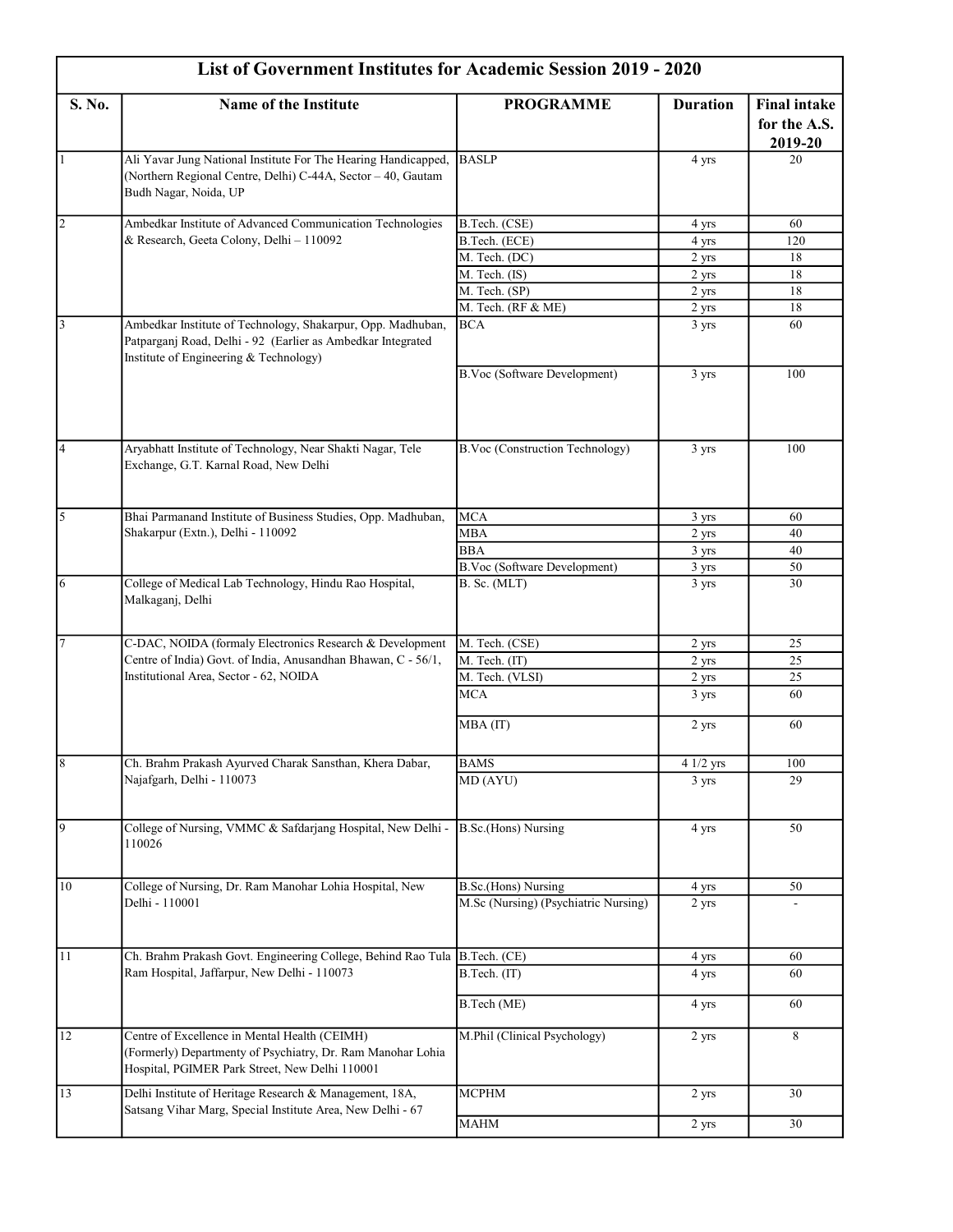# List of Government Institutes for Academic Session 2019 - 2020

| S. No. | Name of the Institute | PROGRAMME | Duration | Final intake for the A.S. 2019-20 |
|---|---|---|---|---|
| 1 | Ali Yavar Jung National Institute For The Hearing Handicapped, (Northern Regional Centre, Delhi) C-44A, Sector – 40, Gautam Budh Nagar, Noida, UP | BASLP | 4 yrs | 20 |
| 2 | Ambedkar Institute of Advanced Communication Technologies & Research, Geeta Colony, Delhi – 110092 | B.Tech. (CSE) | 4 yrs | 60 |
| | | B.Tech. (ECE) | 4 yrs | 120 |
| | | M. Tech. (DC) | 2 yrs | 18 |
| | | M. Tech. (IS) | 2 yrs | 18 |
| | | M. Tech. (SP) | 2 yrs | 18 |
| | | M. Tech. (RF & ME) | 2 yrs | 18 |
| 3 | Ambedkar Institute of Technology, Shakarpur, Opp. Madhuban, Patparganj Road, Delhi - 92 (Earlier as Ambedkar Integrated Institute of Engineering & Technology) | BCA | 3 yrs | 60 |
| | | B.Voc (Software Development) | 3 yrs | 100 |
| 4 | Aryabhatt Institute of Technology, Near Shakti Nagar, Tele Exchange, G.T. Karnal Road, New Delhi | B.Voc (Construction Technology) | 3 yrs | 100 |
| 5 | Bhai Parmanand Institute of Business Studies, Opp. Madhuban, Shakarpur (Extn.), Delhi - 110092 | MCA | 3 yrs | 60 |
| | | MBA | 2 yrs | 40 |
| | | BBA | 3 yrs | 40 |
| | | B.Voc (Software Development) | 3 yrs | 50 |
| 6 | College of Medical Lab Technology, Hindu Rao Hospital, Malkaganj, Delhi | B. Sc. (MLT) | 3 yrs | 30 |
| 7 | C-DAC, NOIDA (formaly Electronics Research & Development Centre of India) Govt. of India, Anusandhan Bhawan, C - 56/1, Institutional Area, Sector - 62, NOIDA | M. Tech. (CSE) | 2 yrs | 25 |
| | | M. Tech. (IT) | 2 yrs | 25 |
| | | M. Tech. (VLSI) | 2 yrs | 25 |
| | | MCA | 3 yrs | 60 |
| | | MBA (IT) | 2 yrs | 60 |
| 8 | Ch. Brahm Prakash Ayurved Charak Sansthan, Khera Dabar, Najafgarh, Delhi - 110073 | BAMS | 4 1/2 yrs | 100 |
| | | MD (AYU) | 3 yrs | 29 |
| 9 | College of Nursing, VMMC & Safdarjang Hospital, New Delhi - 110026 | B.Sc.(Hons) Nursing | 4 yrs | 50 |
| 10 | College of Nursing, Dr. Ram Manohar Lohia Hospital, New Delhi - 110001 | B.Sc.(Hons) Nursing | 4 yrs | 50 |
| | | M.Sc (Nursing) (Psychiatric Nursing) | 2 yrs | - |
| 11 | Ch. Brahm Prakash Govt. Engineering College, Behind Rao Tula Ram Hospital, Jaffarpur, New Delhi - 110073 | B.Tech. (CE) | 4 yrs | 60 |
| | | B.Tech. (IT) | 4 yrs | 60 |
| | | B.Tech (ME) | 4 yrs | 60 |
| 12 | Centre of Excellence in Mental Health (CEIMH) (Formerly) Departmenty of Psychiatry, Dr. Ram Manohar Lohia Hospital, PGIMER Park Street, New Delhi 110001 | M.Phil (Clinical Psychology) | 2 yrs | 8 |
| 13 | Delhi Institute of Heritage Research & Management, 18A, Satsang Vihar Marg, Special Institute Area, New Delhi - 67 | MCPHM | 2 yrs | 30 |
| | | MAHM | 2 yrs | 30 |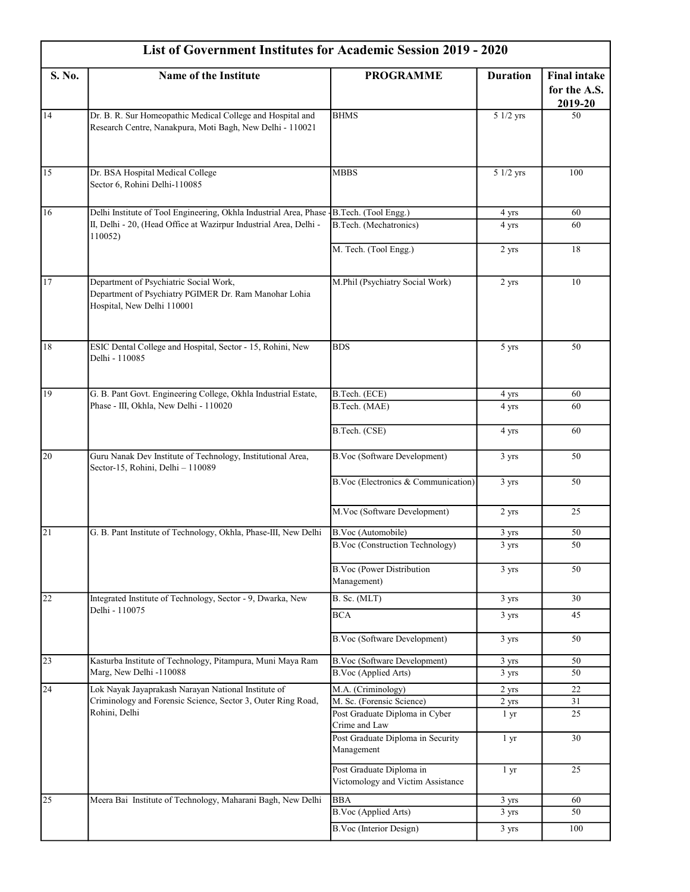| S. No. | Name of the Institute | PROGRAMME | Duration | Final intake for the A.S. 2019-20 |
|---|---|---|---|---|
| 14 | Dr. B. R. Sur Homeopathic Medical College and Hospital and Research Centre, Nanakpura, Moti Bagh, New Delhi - 110021 | BHMS | 5 1/2 yrs | 50 |
| 15 | Dr. BSA Hospital Medical College Sector 6, Rohini Delhi-110085 | MBBS | 5 1/2 yrs | 100 |
| 16 | Delhi Institute of Tool Engineering, Okhla Industrial Area, Phase - II, Delhi - 20, (Head Office at Wazirpur Industrial Area, Delhi - 110052) | B.Tech. (Tool Engg.) | 4 yrs | 60 |
| | | B.Tech. (Mechatronics) | 4 yrs | 60 |
| | | M. Tech. (Tool Engg.) | 2 yrs | 18 |
| 17 | Department of Psychiatric Social Work, Department of Psychiatry PGIMER Dr. Ram Manohar Lohia Hospital, New Delhi 110001 | M.Phil (Psychiatry Social Work) | 2 yrs | 10 |
| 18 | ESIC Dental College and Hospital, Sector - 15, Rohini, New Delhi - 110085 | BDS | 5 yrs | 50 |
| 19 | G. B. Pant Govt. Engineering College, Okhla Industrial Estate, Phase - III, Okhla, New Delhi - 110020 | B.Tech. (ECE) | 4 yrs | 60 |
| | | B.Tech. (MAE) | 4 yrs | 60 |
| | | B.Tech. (CSE) | 4 yrs | 60 |
| 20 | Guru Nanak Dev Institute of Technology, Institutional Area, Sector-15, Rohini, Delhi – 110089 | B.Voc (Software Development) | 3 yrs | 50 |
| | | B.Voc (Electronics & Communication) | 3 yrs | 50 |
| | | M.Voc (Software Development) | 2 yrs | 25 |
| 21 | G. B. Pant Institute of Technology, Okhla, Phase-III, New Delhi | B.Voc (Automobile) | 3 yrs | 50 |
| | | B.Voc (Construction Technology) | 3 yrs | 50 |
| | | B.Voc (Power Distribution Management) | 3 yrs | 50 |
| 22 | Integrated Institute of Technology, Sector - 9, Dwarka, New Delhi - 110075 | B. Sc. (MLT) | 3 yrs | 30 |
| | | BCA | 3 yrs | 45 |
| | | B.Voc (Software Development) | 3 yrs | 50 |
| 23 | Kasturba Institute of Technology, Pitampura, Muni Maya Ram Marg, New Delhi -110088 | B.Voc (Software Development) | 3 yrs | 50 |
| | | B.Voc (Applied Arts) | 3 yrs | 50 |
| 24 | Lok Nayak Jayaprakash Narayan National Institute of Criminology and Forensic Science, Sector 3, Outer Ring Road, Rohini, Delhi | M.A. (Criminology) | 2 yrs | 22 |
| | | M. Sc. (Forensic Science) | 2 yrs | 31 |
| | | Post Graduate Diploma in Cyber Crime and Law | 1 yr | 25 |
| | | Post Graduate Diploma in Security Management | 1 yr | 30 |
| | | Post Graduate Diploma in Victomology and Victim Assistance | 1 yr | 25 |
| 25 | Meera Bai Institute of Technology, Maharani Bagh, New Delhi | BBA | 3 yrs | 60 |
| | | B.Voc (Applied Arts) | 3 yrs | 50 |
| | | B.Voc (Interior Design) | 3 yrs | 100 |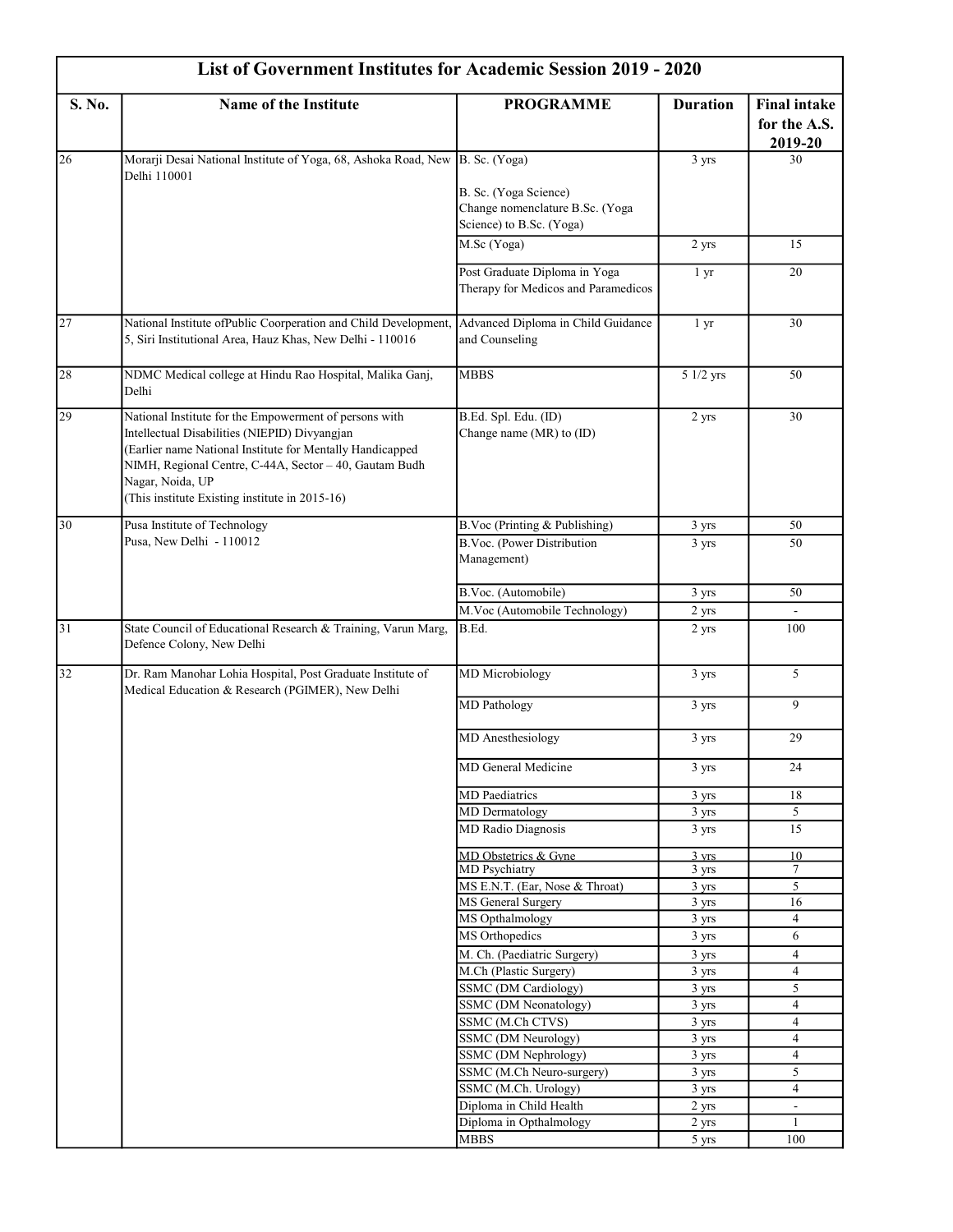| List of Government Institutes for Academic Session 2019 - 2020 | | | | |
|---|---|---|---|---|
| **S. No.** | **Name of the Institute** | **PROGRAMME** | **Duration** | **Final intake for the A.S. 2019-20** |
| 26 | Morarji Desai National Institute of Yoga, 68, Ashoka Road, New Delhi 110001 | B. Sc. (Yoga)<br><br>B. Sc. (Yoga Science)<br>Change nomenclature B.Sc. (Yoga Science) to B.Sc. (Yoga) | 3 yrs | 30 |
| | | M.Sc (Yoga) | 2 yrs | 15 |
| | | Post Graduate Diploma in Yoga Therapy for Medicos and Paramedicos | 1 yr | 20 |
| 27 | National Institute ofPublic Coorperation and Child Development, 5, Siri Institutional Area, Hauz Khas, New Delhi - 110016 | Advanced Diploma in Child Guidance and Counseling | 1 yr | 30 |
| 28 | NDMC Medical college at Hindu Rao Hospital, Malika Ganj, Delhi | MBBS | 5 1/2 yrs | 50 |
| 29 | National Institute for the Empowerment of persons with Intellectual Disabilities (NIEPID) Divyangjan<br>(Earlier name National Institute for Mentally Handicapped NIMH, Regional Centre, C-44A, Sector – 40, Gautam Budh Nagar, Noida, UP<br>(This institute Existing institute in 2015-16) | B.Ed. Spl. Edu. (ID)<br>Change name (MR) to (ID) | 2 yrs | 30 |
| 30 | Pusa Institute of Technology<br>Pusa, New Delhi - 110012 | B.Voc (Printing & Publishing) | 3 yrs | 50 |
| | | B.Voc. (Power Distribution Management) | 3 yrs | 50 |
| | | B.Voc. (Automobile) | 3 yrs | 50 |
| | | M.Voc (Automobile Technology) | 2 yrs | - |
| 31 | State Council of Educational Research & Training, Varun Marg, Defence Colony, New Delhi | B.Ed. | 2 yrs | 100 |
| 32 | Dr. Ram Manohar Lohia Hospital, Post Graduate Institute of Medical Education & Research (PGIMER), New Delhi | MD Microbiology | 3 yrs | 5 |
| | | MD Pathology | 3 yrs | 9 |
| | | MD Anesthesiology | 3 yrs | 29 |
| | | MD General Medicine | 3 yrs | 24 |
| | | MD Paediatrics | 3 yrs | 18 |
| | | MD Dermatology | 3 yrs | 5 |
| | | MD Radio Diagnosis | 3 yrs | 15 |
| | | MD Obstetrics & Gyne | 3 yrs | 10 |
| | | MD Psychiatry | 3 yrs | 7 |
| | | MS E.N.T. (Ear, Nose & Throat) | 3 yrs | 5 |
| | | MS General Surgery | 3 yrs | 16 |
| | | MS Opthalmology | 3 yrs | 4 |
| | | MS Orthopedics | 3 yrs | 6 |
| | | M. Ch. (Paediatric Surgery) | 3 yrs | 4 |
| | | M.Ch (Plastic Surgery) | 3 yrs | 4 |
| | | SSMC (DM Cardiology) | 3 yrs | 5 |
| | | SSMC (DM Neonatology) | 3 yrs | 4 |
| | | SSMC (M.Ch CTVS) | 3 yrs | 4 |
| | | SSMC (DM Neurology) | 3 yrs | 4 |
| | | SSMC (DM Nephrology) | 3 yrs | 4 |
| | | SSMC (M.Ch Neuro-surgery) | 3 yrs | 5 |
| | | SSMC (M.Ch. Urology) | 3 yrs | 4 |
| | | Diploma in Child Health | 2 yrs | - |
| | | Diploma in Opthalmology | 2 yrs | 1 |
| | | MBBS | 5 yrs | 100 |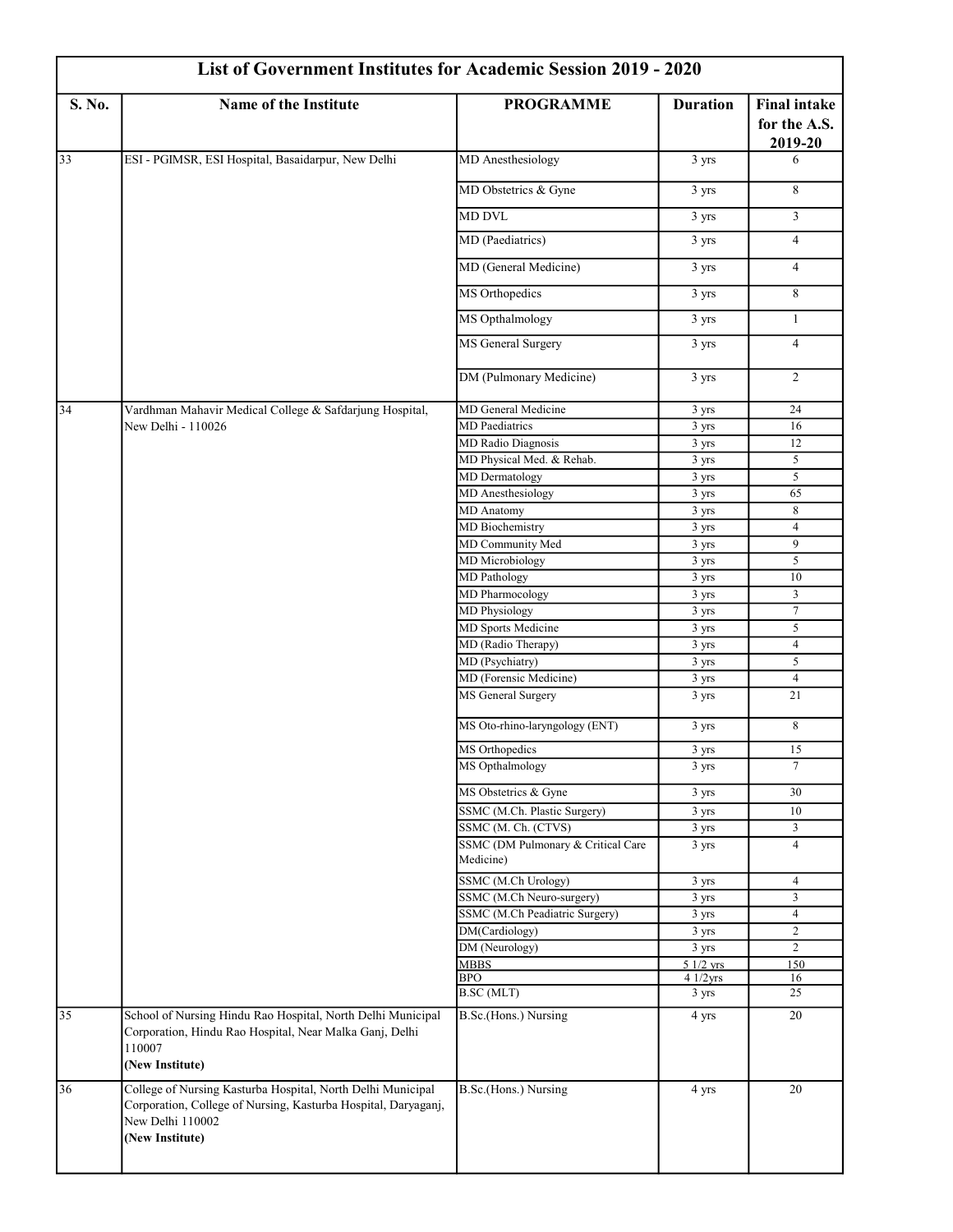| List of Government Institutes for Academic Session 2019 - 2020 | | | | |
|---|---|---|---|---|
| **S. No.** | **Name of the Institute** | **PROGRAMME** | **Duration** | **Final intake for the A.S. 2019-20** |
| 33 | ESI - PGIMSR, ESI Hospital, Basaidarpur, New Delhi | MD Anesthesiology | 3 yrs | 6 |
| | | MD Obstetrics & Gyne | 3 yrs | 8 |
| | | MD DVL | 3 yrs | 3 |
| | | MD (Paediatrics) | 3 yrs | 4 |
| | | MD (General Medicine) | 3 yrs | 4 |
| | | MS Orthopedics | 3 yrs | 8 |
| | | MS Opthalmology | 3 yrs | 1 |
| | | MS General Surgery | 3 yrs | 4 |
| | | DM (Pulmonary Medicine) | 3 yrs | 2 |
| 34 | Vardhman Mahavir Medical College & Safdarjung Hospital, New Delhi - 110026 | MD General Medicine | 3 yrs | 24 |
| | | MD Paediatrics | 3 yrs | 16 |
| | | MD Radio Diagnosis | 3 yrs | 12 |
| | | MD Physical Med. & Rehab. | 3 yrs | 5 |
| | | MD Dermatology | 3 yrs | 5 |
| | | MD Anesthesiology | 3 yrs | 65 |
| | | MD Anatomy | 3 yrs | 8 |
| | | MD Biochemistry | 3 yrs | 4 |
| | | MD Community Med | 3 yrs | 9 |
| | | MD Microbiology | 3 yrs | 5 |
| | | MD Pathology | 3 yrs | 10 |
| | | MD Pharmocology | 3 yrs | 3 |
| | | MD Physiology | 3 yrs | 7 |
| | | MD Sports Medicine | 3 yrs | 5 |
| | | MD (Radio Therapy) | 3 yrs | 4 |
| | | MD (Psychiatry) | 3 yrs | 5 |
| | | MD (Forensic Medicine) | 3 yrs | 4 |
| | | MS General Surgery | 3 yrs | 21 |
| | | MS Oto-rhino-laryngology (ENT) | 3 yrs | 8 |
| | | MS Orthopedics | 3 yrs | 15 |
| | | MS Opthalmology | 3 yrs | 7 |
| | | MS Obstetrics & Gyne | 3 yrs | 30 |
| | | SSMC (M.Ch. Plastic Surgery) | 3 yrs | 10 |
| | | SSMC (M. Ch. (CTVS) | 3 yrs | 3 |
| | | SSMC (DM Pulmonary & Critical Care Medicine) | 3 yrs | 4 |
| | | SSMC (M.Ch Urology) | 3 yrs | 4 |
| | | SSMC (M.Ch Neuro-surgery) | 3 yrs | 3 |
| | | SSMC (M.Ch Peadiatric Surgery) | 3 yrs | 4 |
| | | DM(Cardiology) | 3 yrs | 2 |
| | | DM (Neurology) | 3 yrs | 2 |
| | | MBBS | 5 1/2 yrs | 150 |
| | | BPO | 4 1/2yrs | 16 |
| | | B.SC (MLT) | 3 yrs | 25 |
| 35 | School of Nursing Hindu Rao Hospital, North Delhi Municipal Corporation, Hindu Rao Hospital, Near Malka Ganj, Delhi 110007 **(New Institute)** | B.Sc.(Hons.) Nursing | 4 yrs | 20 |
| 36 | College of Nursing Kasturba Hospital, North Delhi Municipal Corporation, College of Nursing, Kasturba Hospital, Daryaganj, New Delhi 110002 **(New Institute)** | B.Sc.(Hons.) Nursing | 4 yrs | 20 |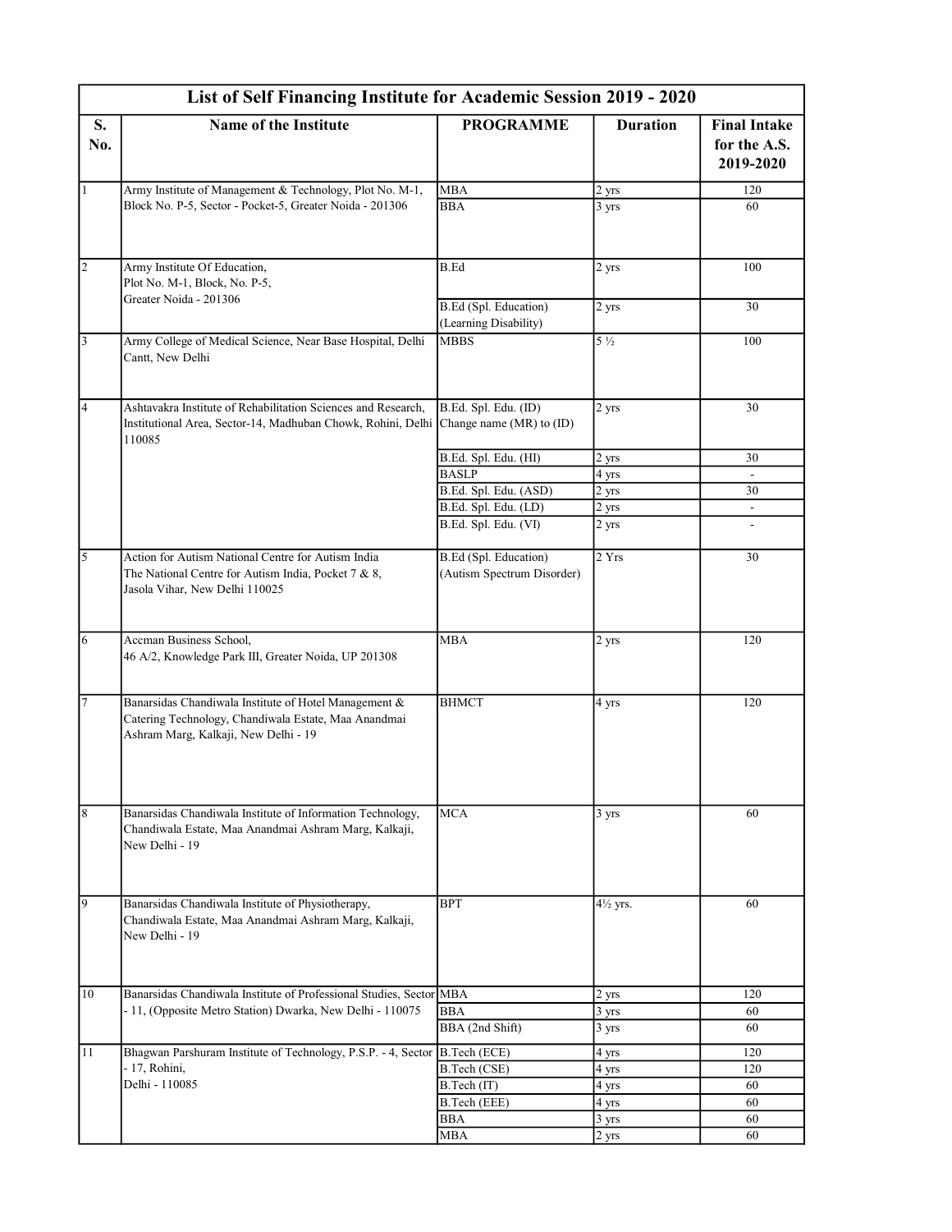| List of Self Financing Institute for Academic Session 2019 - 2020 | | | | |
|---|---|---|---|---|
| **S. No.** | **Name of the Institute** | **PROGRAMME** | **Duration** | **Final Intake for the A.S. 2019-2020** |
| 1 | Army Institute of Management & Technology, Plot No. M-1, Block No. P-5, Sector - Pocket-5, Greater Noida - 201306 | MBA | 2 yrs | 120 |
| | | BBA | 3 yrs | 60 |
| 2 | Army Institute Of Education, Plot No. M-1, Block, No. P-5, Greater Noida - 201306 | B.Ed | 2 yrs | 100 |
| | | B.Ed (Spl. Education) (Learning Disability) | 2 yrs | 30 |
| 3 | Army College of Medical Science, Near Base Hospital, Delhi Cantt, New Delhi | MBBS | 5 ½ | 100 |
| 4 | Ashtavakra Institute of Rehabilitation Sciences and Research, Institutional Area, Sector-14, Madhuban Chowk, Rohini, Delhi 110085 | B.Ed. Spl. Edu. (ID) Change name (MR) to (ID) | 2 yrs | 30 |
| | | B.Ed. Spl. Edu. (HI) | 2 yrs | 30 |
| | | BASLP | 4 yrs | - |
| | | B.Ed. Spl. Edu. (ASD) | 2 yrs | 30 |
| | | B.Ed. Spl. Edu. (LD) | 2 yrs | - |
| | | B.Ed. Spl. Edu. (VI) | 2 yrs | - |
| 5 | Action for Autism National Centre for Autism India The National Centre for Autism India, Pocket 7 & 8, Jasola Vihar, New Delhi 110025 | B.Ed (Spl. Education) (Autism Spectrum Disorder) | 2 Yrs | 30 |
| 6 | Accman Business School, 46 A/2, Knowledge Park III, Greater Noida, UP 201308 | MBA | 2 yrs | 120 |
| 7 | Banarsidas Chandiwala Institute of Hotel Management & Catering Technology, Chandiwala Estate, Maa Anandmai Ashram Marg, Kalkaji, New Delhi - 19 | BHMCT | 4 yrs | 120 |
| 8 | Banarsidas Chandiwala Institute of Information Technology, Chandiwala Estate, Maa Anandmai Ashram Marg, Kalkaji, New Delhi - 19 | MCA | 3 yrs | 60 |
| 9 | Banarsidas Chandiwala Institute of Physiotherapy, Chandiwala Estate, Maa Anandmai Ashram Marg, Kalkaji, New Delhi - 19 | BPT | 4½ yrs. | 60 |
| 10 | Banarsidas Chandiwala Institute of Professional Studies, Sector - 11, (Opposite Metro Station) Dwarka, New Delhi - 110075 | MBA | 2 yrs | 120 |
| | | BBA | 3 yrs | 60 |
| | | BBA (2nd Shift) | 3 yrs | 60 |
| 11 | Bhagwan Parshuram Institute of Technology, P.S.P. - 4, Sector - 17, Rohini, Delhi - 110085 | B.Tech (ECE) | 4 yrs | 120 |
| | | B.Tech (CSE) | 4 yrs | 120 |
| | | B.Tech (IT) | 4 yrs | 60 |
| | | B.Tech (EEE) | 4 yrs | 60 |
| | | BBA | 3 yrs | 60 |
| | | MBA | 2 yrs | 60 |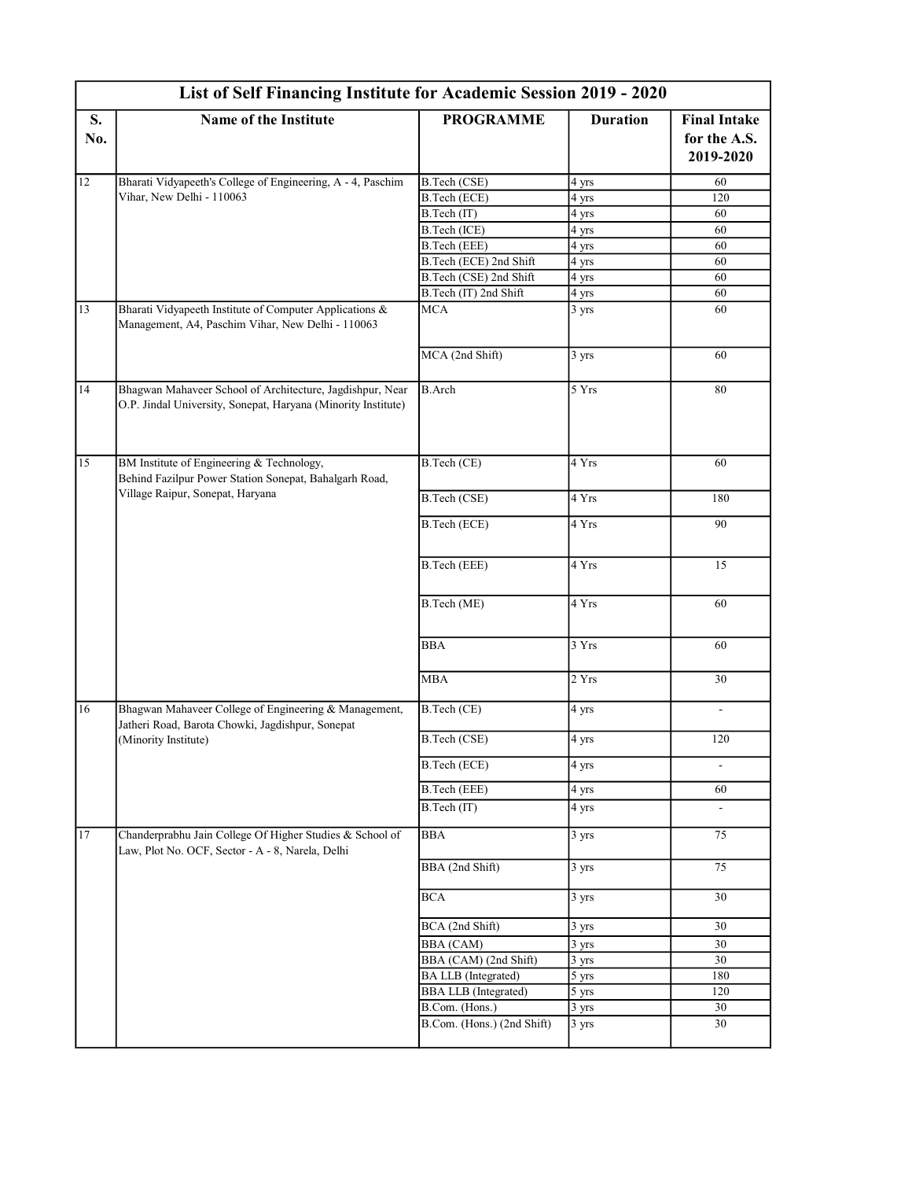| List of Self Financing Institute for Academic Session 2019 - 2020 | | | | |
|---|---|---|---|---|
| **S. No.** | **Name of the Institute** | **PROGRAMME** | **Duration** | **Final Intake for the A.S. 2019-2020** |
| 12 | Bharati Vidyapeeth's College of Engineering, A - 4, Paschim Vihar, New Delhi - 110063 | B.Tech (CSE) | 4 yrs | 60 |
| | | B.Tech (ECE) | 4 yrs | 120 |
| | | B.Tech (IT) | 4 yrs | 60 |
| | | B.Tech (ICE) | 4 yrs | 60 |
| | | B.Tech (EEE) | 4 yrs | 60 |
| | | B.Tech (ECE) 2nd Shift | 4 yrs | 60 |
| | | B.Tech (CSE) 2nd Shift | 4 yrs | 60 |
| | | B.Tech (IT) 2nd Shift | 4 yrs | 60 |
| 13 | Bharati Vidyapeeth Institute of Computer Applications & Management, A4, Paschim Vihar, New Delhi - 110063 | MCA | 3 yrs | 60 |
| | | MCA (2nd Shift) | 3 yrs | 60 |
| 14 | Bhagwan Mahaveer School of Architecture, Jagdishpur, Near O.P. Jindal University, Sonepat, Haryana (Minority Institute) | B.Arch | 5 Yrs | 80 |
| 15 | BM Institute of Engineering & Technology, Behind Fazilpur Power Station Sonepat, Bahalgarh Road, Village Raipur, Sonepat, Haryana | B.Tech (CE) | 4 Yrs | 60 |
| | | B.Tech (CSE) | 4 Yrs | 180 |
| | | B.Tech (ECE) | 4 Yrs | 90 |
| | | B.Tech (EEE) | 4 Yrs | 15 |
| | | B.Tech (ME) | 4 Yrs | 60 |
| | | BBA | 3 Yrs | 60 |
| | | MBA | 2 Yrs | 30 |
| 16 | Bhagwan Mahaveer College of Engineering & Management, Jatheri Road, Barota Chowki, Jagdishpur, Sonepat (Minority Institute) | B.Tech (CE) | 4 yrs | - |
| | | B.Tech (CSE) | 4 yrs | 120 |
| | | B.Tech (ECE) | 4 yrs | - |
| | | B.Tech (EEE) | 4 yrs | 60 |
| | | B.Tech (IT) | 4 yrs | - |
| 17 | Chanderprabhu Jain College Of Higher Studies & School of Law, Plot No. OCF, Sector - A - 8, Narela, Delhi | BBA | 3 yrs | 75 |
| | | BBA (2nd Shift) | 3 yrs | 75 |
| | | BCA | 3 yrs | 30 |
| | | BCA (2nd Shift) | 3 yrs | 30 |
| | | BBA (CAM) | 3 yrs | 30 |
| | | BBA (CAM) (2nd Shift) | 3 yrs | 30 |
| | | BA LLB (Integrated) | 5 yrs | 180 |
| | | BBA LLB (Integrated) | 5 yrs | 120 |
| | | B.Com. (Hons.) | 3 yrs | 30 |
| | | B.Com. (Hons.) (2nd Shift) | 3 yrs | 30 |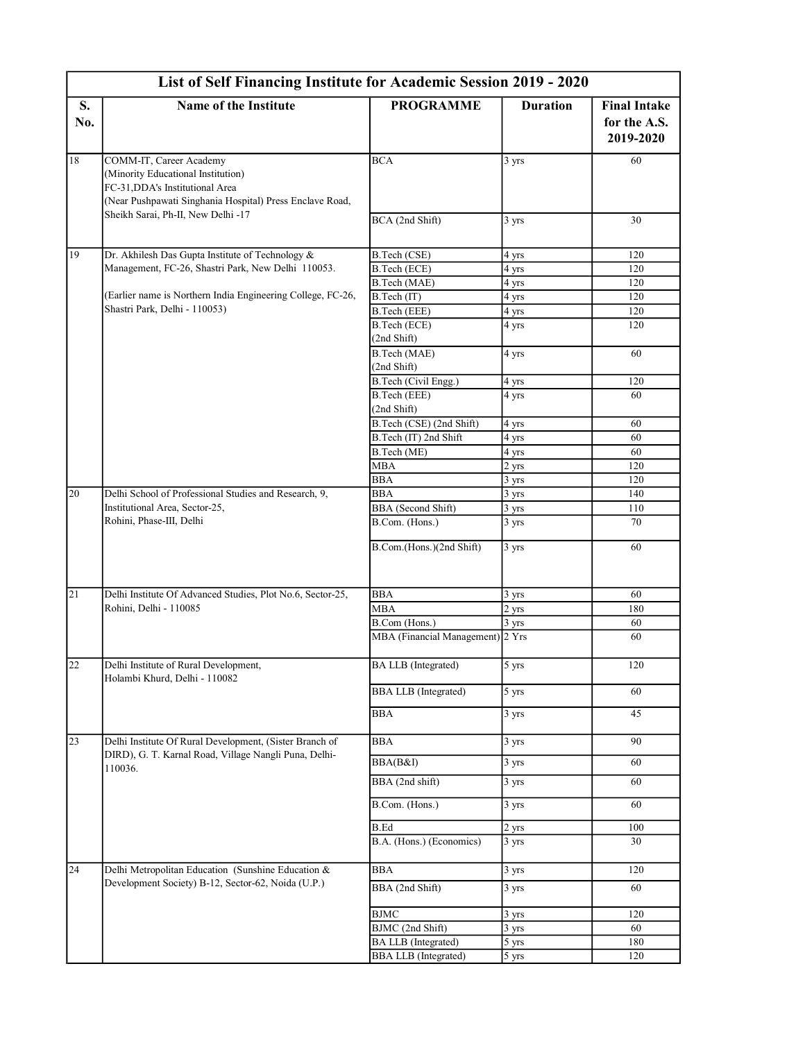| List of Self Financing Institute for Academic Session 2019 - 2020 | | | | |
|---|---|---|---|---|
| **S. No.** | **Name of the Institute** | **PROGRAMME** | **Duration** | **Final Intake for the A.S. 2019-2020** |
| 18 | COMM-IT, Career Academy (Minority Educational Institution) FC-31,DDA's Institutional Area (Near Pushpawati Singhania Hospital) Press Enclave Road, Sheikh Sarai, Ph-II, New Delhi -17 | BCA | 3 yrs | 60 |
| | | BCA (2nd Shift) | 3 yrs | 30 |
| 19 | Dr. Akhilesh Das Gupta Institute of Technology & Management, FC-26, Shastri Park, New Delhi 110053. (Earlier name is Northern India Engineering College, FC-26, Shastri Park, Delhi - 110053) | B.Tech (CSE) | 4 yrs | 120 |
| | | B.Tech (ECE) | 4 yrs | 120 |
| | | B.Tech (MAE) | 4 yrs | 120 |
| | | B.Tech (IT) | 4 yrs | 120 |
| | | B.Tech (EEE) | 4 yrs | 120 |
| | | B.Tech (ECE) (2nd Shift) | 4 yrs | 120 |
| | | B.Tech (MAE) (2nd Shift) | 4 yrs | 60 |
| | | B.Tech (Civil Engg.) | 4 yrs | 120 |
| | | B.Tech (EEE) (2nd Shift) | 4 yrs | 60 |
| | | B.Tech (CSE) (2nd Shift) | 4 yrs | 60 |
| | | B.Tech (IT) 2nd Shift | 4 yrs | 60 |
| | | B.Tech (ME) | 4 yrs | 60 |
| | | MBA | 2 yrs | 120 |
| | | BBA | 3 yrs | 120 |
| 20 | Delhi School of Professional Studies and Research, 9, Institutional Area, Sector-25, Rohini, Phase-III, Delhi | BBA | 3 yrs | 140 |
| | | BBA (Second Shift) | 3 yrs | 110 |
| | | B.Com. (Hons.) | 3 yrs | 70 |
| | | B.Com.(Hons.)(2nd Shift) | 3 yrs | 60 |
| 21 | Delhi Institute Of Advanced Studies, Plot No.6, Sector-25, Rohini, Delhi - 110085 | BBA | 3 yrs | 60 |
| | | MBA | 2 yrs | 180 |
| | | B.Com (Hons.) | 3 yrs | 60 |
| | | MBA (Financial Management) | 2 Yrs | 60 |
| 22 | Delhi Institute of Rural Development, Holambi Khurd, Delhi - 110082 | BA LLB (Integrated) | 5 yrs | 120 |
| | | BBA LLB (Integrated) | 5 yrs | 60 |
| | | BBA | 3 yrs | 45 |
| 23 | Delhi Institute Of Rural Development, (Sister Branch of DIRD), G. T. Karnal Road, Village Nangli Puna, Delhi-110036. | BBA | 3 yrs | 90 |
| | | BBA(B&I) | 3 yrs | 60 |
| | | BBA (2nd shift) | 3 yrs | 60 |
| | | B.Com. (Hons.) | 3 yrs | 60 |
| | | B.Ed | 2 yrs | 100 |
| | | B.A. (Hons.) (Economics) | 3 yrs | 30 |
| 24 | Delhi Metropolitan Education (Sunshine Education & Development Society) B-12, Sector-62, Noida (U.P.) | BBA | 3 yrs | 120 |
| | | BBA (2nd Shift) | 3 yrs | 60 |
| | | BJMC | 3 yrs | 120 |
| | | BJMC (2nd Shift) | 3 yrs | 60 |
| | | BA LLB (Integrated) | 5 yrs | 180 |
| | | BBA LLB (Integrated) | 5 yrs | 120 |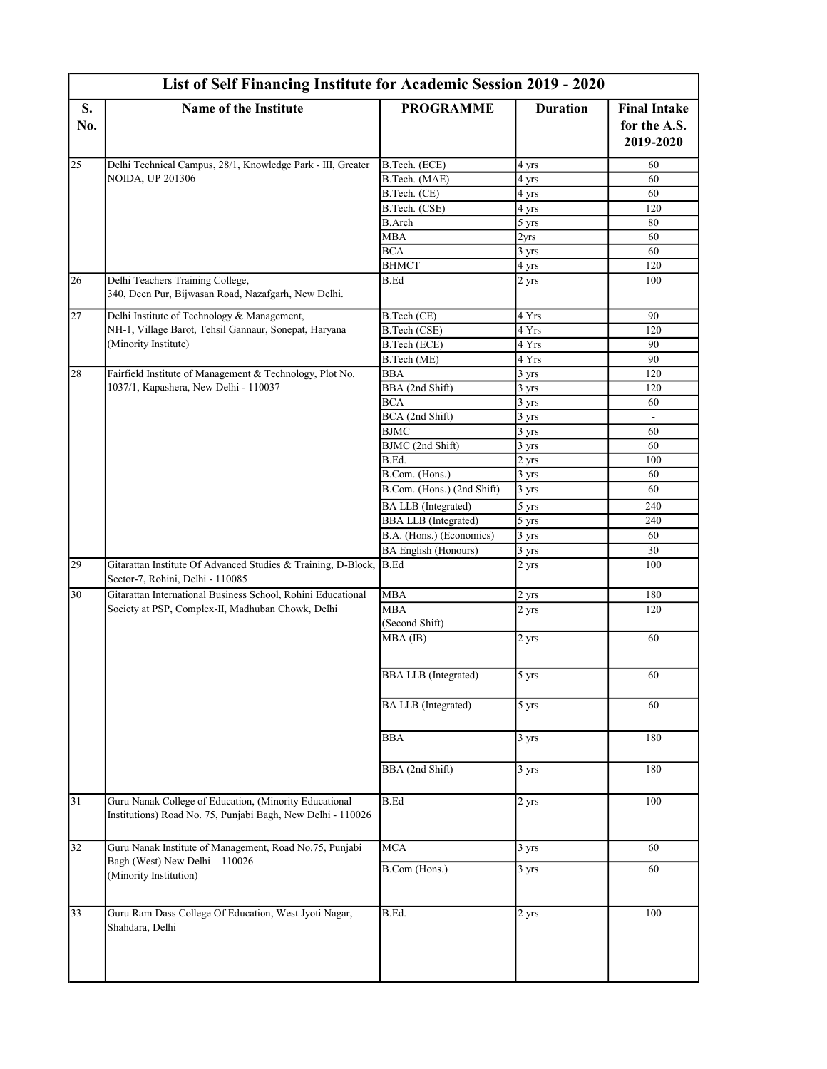| List of Self Financing Institute for Academic Session 2019 - 2020 | | | | |
|---|---|---|---|---|
| **S. No.** | **Name of the Institute** | **PROGRAMME** | **Duration** | **Final Intake for the A.S. 2019-2020** |
| 25 | Delhi Technical Campus, 28/1, Knowledge Park - III, Greater NOIDA, UP 201306 | B.Tech. (ECE) | 4 yrs | 60 |
| | | B.Tech. (MAE) | 4 yrs | 60 |
| | | B.Tech. (CE) | 4 yrs | 60 |
| | | B.Tech. (CSE) | 4 yrs | 120 |
| | | B.Arch | 5 yrs | 80 |
| | | MBA | 2yrs | 60 |
| | | BCA | 3 yrs | 60 |
| | | BHMCT | 4 yrs | 120 |
| 26 | Delhi Teachers Training College, 340, Deen Pur, Bijwasan Road, Nazafgarh, New Delhi. | B.Ed | 2 yrs | 100 |
| 27 | Delhi Institute of Technology & Management, NH-1, Village Barot, Tehsil Gannaur, Sonepat, Haryana (Minority Institute) | B.Tech (CE) | 4 Yrs | 90 |
| | | B.Tech (CSE) | 4 Yrs | 120 |
| | | B.Tech (ECE) | 4 Yrs | 90 |
| | | B.Tech (ME) | 4 Yrs | 90 |
| 28 | Fairfield Institute of Management & Technology, Plot No. 1037/1, Kapashera, New Delhi - 110037 | BBA | 3 yrs | 120 |
| | | BBA (2nd Shift) | 3 yrs | 120 |
| | | BCA | 3 yrs | 60 |
| | | BCA (2nd Shift) | 3 yrs | - |
| | | BJMC | 3 yrs | 60 |
| | | BJMC (2nd Shift) | 3 yrs | 60 |
| | | B.Ed. | 2 yrs | 100 |
| | | B.Com. (Hons.) | 3 yrs | 60 |
| | | B.Com. (Hons.) (2nd Shift) | 3 yrs | 60 |
| | | BA LLB (Integrated) | 5 yrs | 240 |
| | | BBA LLB (Integrated) | 5 yrs | 240 |
| | | B.A. (Hons.) (Economics) | 3 yrs | 60 |
| | | BA English (Honours) | 3 yrs | 30 |
| 29 | Gitarattan Institute Of Advanced Studies & Training, D-Block, Sector-7, Rohini, Delhi - 110085 | B.Ed | 2 yrs | 100 |
| 30 | Gitarattan International Business School, Rohini Educational Society at PSP, Complex-II, Madhuban Chowk, Delhi | MBA | 2 yrs | 180 |
| | | MBA (Second Shift) | 2 yrs | 120 |
| | | MBA (IB) | 2 yrs | 60 |
| | | BBA LLB (Integrated) | 5 yrs | 60 |
| | | BA LLB (Integrated) | 5 yrs | 60 |
| | | BBA | 3 yrs | 180 |
| | | BBA (2nd Shift) | 3 yrs | 180 |
| 31 | Guru Nanak College of Education, (Minority Educational Institutions) Road No. 75, Punjabi Bagh, New Delhi - 110026 | B.Ed | 2 yrs | 100 |
| 32 | Guru Nanak Institute of Management, Road No.75, Punjabi Bagh (West) New Delhi – 110026 (Minority Institution) | MCA | 3 yrs | 60 |
| | | B.Com (Hons.) | 3 yrs | 60 |
| 33 | Guru Ram Dass College Of Education, West Jyoti Nagar, Shahdara, Delhi | B.Ed. | 2 yrs | 100 |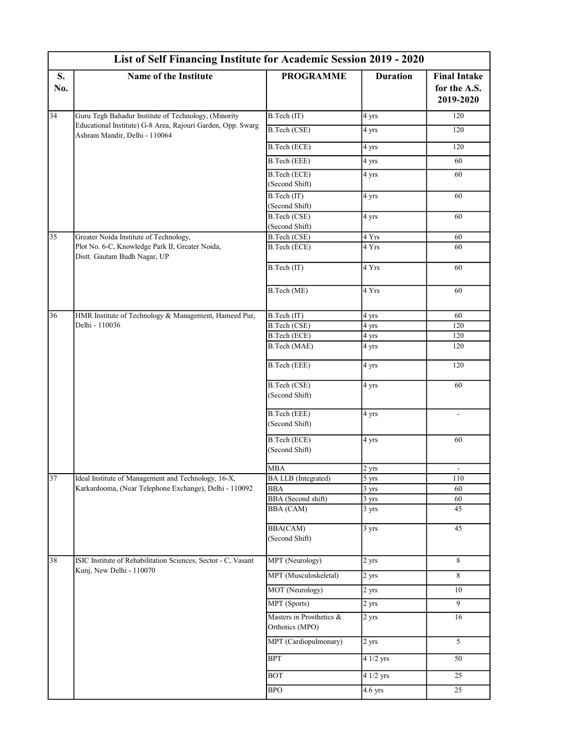| List of Self Financing Institute for Academic Session 2019 - 2020 | | | | |
|---|---|---|---|---|
| **S. No.** | **Name of the Institute** | **PROGRAMME** | **Duration** | **Final Intake for the A.S. 2019-2020** |
| 34 | Guru Tegh Bahadur Institute of Technology, (Minority Educational Institute) G-8 Area, Rajouri Garden, Opp. Swarg Ashram Mandir, Delhi - 110064 | B.Tech (IT) | 4 yrs | 120 |
| | | B.Tech (CSE) | 4 yrs | 120 |
| | | B.Tech (ECE) | 4 yrs | 120 |
| | | B.Tech (EEE) | 4 yrs | 60 |
| | | B.Tech (ECE) (Second Shift) | 4 yrs | 60 |
| | | B.Tech (IT) (Second Shift) | 4 yrs | 60 |
| | | B.Tech (CSE) (Second Shift) | 4 yrs | 60 |
| 35 | Greater Noida Institute of Technology, Plot No. 6-C, Knowledge Park II, Greater Noida, Distt. Gautam Budh Nagar, UP | B.Tech (CSE) | 4 Yrs | 60 |
| | | B.Tech (ECE) | 4 Yrs | 60 |
| | | B.Tech (IT) | 4 Yrs | 60 |
| | | B.Tech (ME) | 4 Yrs | 60 |
| 36 | HMR Institute of Technology & Management, Hameed Pur, Delhi - 110036 | B.Tech (IT) | 4 yrs | 60 |
| | | B.Tech (CSE) | 4 yrs | 120 |
| | | B.Tech (ECE) | 4 yrs | 120 |
| | | B.Tech (MAE) | 4 yrs | 120 |
| | | B.Tech (EEE) | 4 yrs | 120 |
| | | B.Tech (CSE) (Second Shift) | 4 yrs | 60 |
| | | B.Tech (EEE) (Second Shift) | 4 yrs | - |
| | | B.Tech (ECE) (Second Shift) | 4 yrs | 60 |
| | | MBA | 2 yrs | - |
| 37 | Ideal Institute of Management and Technology, 16-X, Karkardooma, (Near Telephone Exchange), Delhi - 110092 | BA LLB (Integrated) | 5 yrs | 110 |
| | | BBA | 3 yrs | 60 |
| | | BBA (Second shift) | 3 yrs | 60 |
| | | BBA (CAM) | 3 yrs | 45 |
| | | BBA(CAM) (Second Shift) | 3 yrs | 45 |
| 38 | ISIC Institute of Rehabilitation Sciences, Sector - C, Vasant Kunj, New Delhi - 110070 | MPT (Neurology) | 2 yrs | 8 |
| | | MPT (Musculoskeletal) | 2 yrs | 8 |
| | | MOT (Neurology) | 2 yrs | 10 |
| | | MPT (Sports) | 2 yrs | 9 |
| | | Masters in Prosthetics & Orthotics (MPO) | 2 yrs | 16 |
| | | MPT (Cardiopulmonary) | 2 yrs | 5 |
| | | BPT | 4 1/2 yrs | 50 |
| | | BOT | 4 1/2 yrs | 25 |
| | | BPO | 4.6 yrs | 25 |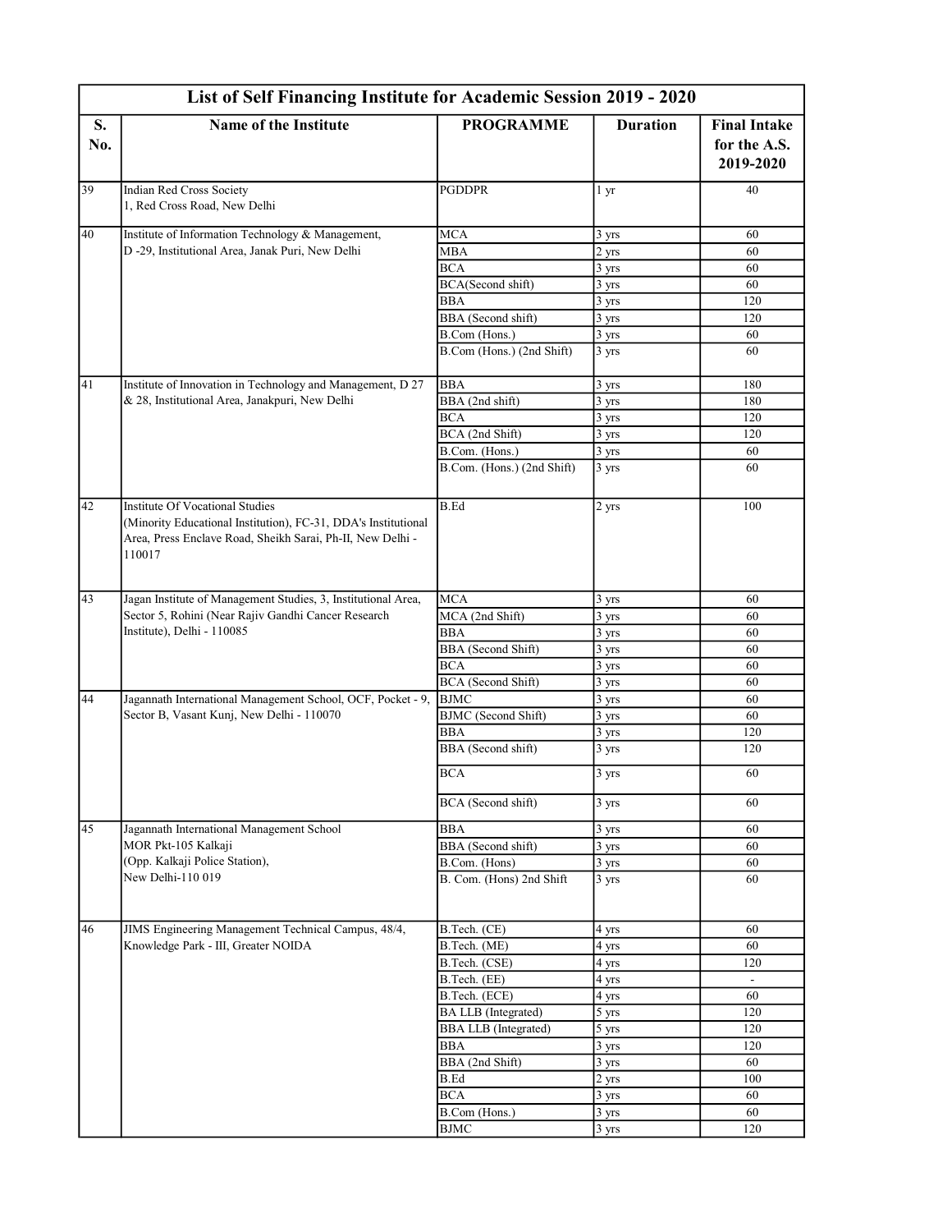| List of Self Financing Institute for Academic Session 2019 - 2020 | | | | |
|---|---|---|---|---|
| **S. No.** | **Name of the Institute** | **PROGRAMME** | **Duration** | **Final Intake for the A.S. 2019-2020** |
| 39 | Indian Red Cross Society 1, Red Cross Road, New Delhi | PGDDPR | 1 yr | 40 |
| 40 | Institute of Information Technology & Management, D -29, Institutional Area, Janak Puri, New Delhi | MCA | 3 yrs | 60 |
| | | MBA | 2 yrs | 60 |
| | | BCA | 3 yrs | 60 |
| | | BCA(Second shift) | 3 yrs | 60 |
| | | BBA | 3 yrs | 120 |
| | | BBA (Second shift) | 3 yrs | 120 |
| | | B.Com (Hons.) | 3 yrs | 60 |
| | | B.Com (Hons.) (2nd Shift) | 3 yrs | 60 |
| 41 | Institute of Innovation in Technology and Management, D 27 & 28, Institutional Area, Janakpuri, New Delhi | BBA | 3 yrs | 180 |
| | | BBA (2nd shift) | 3 yrs | 180 |
| | | BCA | 3 yrs | 120 |
| | | BCA (2nd Shift) | 3 yrs | 120 |
| | | B.Com. (Hons.) | 3 yrs | 60 |
| | | B.Com. (Hons.) (2nd Shift) | 3 yrs | 60 |
| 42 | Institute Of Vocational Studies (Minority Educational Institution), FC-31, DDA's Institutional Area, Press Enclave Road, Sheikh Sarai, Ph-II, New Delhi - 110017 | B.Ed | 2 yrs | 100 |
| 43 | Jagan Institute of Management Studies, 3, Institutional Area, Sector 5, Rohini (Near Rajiv Gandhi Cancer Research Institute), Delhi - 110085 | MCA | 3 yrs | 60 |
| | | MCA (2nd Shift) | 3 yrs | 60 |
| | | BBA | 3 yrs | 60 |
| | | BBA (Second Shift) | 3 yrs | 60 |
| | | BCA | 3 yrs | 60 |
| | | BCA (Second Shift) | 3 yrs | 60 |
| 44 | Jagannath International Management School, OCF, Pocket - 9, Sector B, Vasant Kunj, New Delhi - 110070 | BJMC | 3 yrs | 60 |
| | | BJMC (Second Shift) | 3 yrs | 60 |
| | | BBA | 3 yrs | 120 |
| | | BBA (Second shift) | 3 yrs | 120 |
| | | BCA | 3 yrs | 60 |
| | | BCA (Second shift) | 3 yrs | 60 |
| 45 | Jagannath International Management School MOR Pkt-105 Kalkaji (Opp. Kalkaji Police Station), New Delhi-110 019 | BBA | 3 yrs | 60 |
| | | BBA (Second shift) | 3 yrs | 60 |
| | | B.Com. (Hons) | 3 yrs | 60 |
| | | B. Com. (Hons) 2nd Shift | 3 yrs | 60 |
| 46 | JIMS Engineering Management Technical Campus, 48/4, Knowledge Park - III, Greater NOIDA | B.Tech. (CE) | 4 yrs | 60 |
| | | B.Tech. (ME) | 4 yrs | 60 |
| | | B.Tech. (CSE) | 4 yrs | 120 |
| | | B.Tech. (EE) | 4 yrs | - |
| | | B.Tech. (ECE) | 4 yrs | 60 |
| | | BA LLB (Integrated) | 5 yrs | 120 |
| | | BBA LLB (Integrated) | 5 yrs | 120 |
| | | BBA | 3 yrs | 120 |
| | | BBA (2nd Shift) | 3 yrs | 60 |
| | | B.Ed | 2 yrs | 100 |
| | | BCA | 3 yrs | 60 |
| | | B.Com (Hons.) | 3 yrs | 60 |
| | | BJMC | 3 yrs | 120 |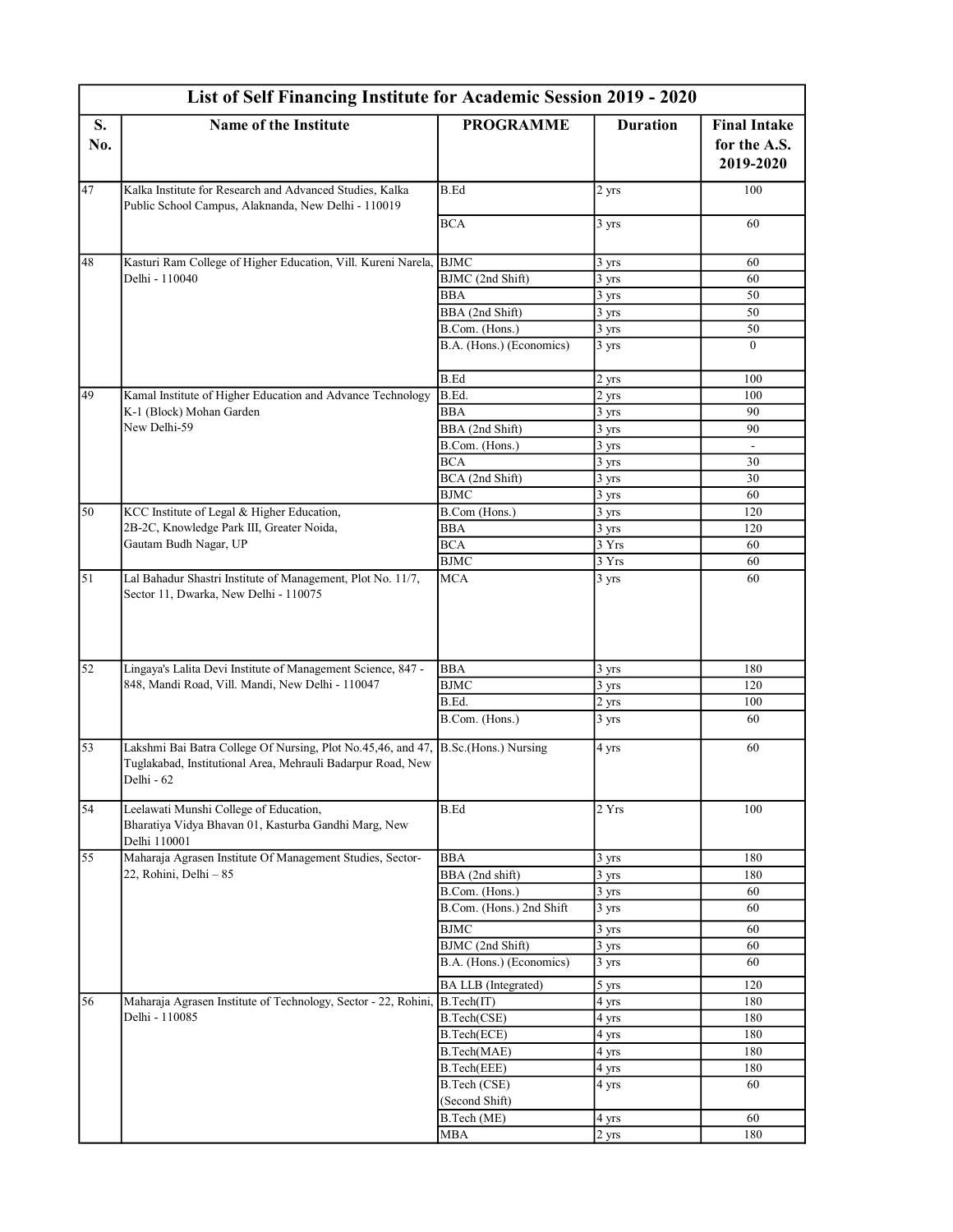| List of Self Financing Institute for Academic Session 2019 - 2020 | | | | |
|---|---|---|---|---|
| **S. No.** | **Name of the Institute** | **PROGRAMME** | **Duration** | **Final Intake for the A.S. 2019-2020** |
| 47 | Kalka Institute for Research and Advanced Studies, Kalka Public School Campus, Alaknanda, New Delhi - 110019 | B.Ed | 2 yrs | 100 |
| | | BCA | 3 yrs | 60 |
| 48 | Kasturi Ram College of Higher Education, Vill. Kureni Narela, Delhi - 110040 | BJMC | 3 yrs | 60 |
| | | BJMC (2nd Shift) | 3 yrs | 60 |
| | | BBA | 3 yrs | 50 |
| | | BBA (2nd Shift) | 3 yrs | 50 |
| | | B.Com. (Hons.) | 3 yrs | 50 |
| | | B.A. (Hons.) (Economics) | 3 yrs | 0 |
| | | B.Ed | 2 yrs | 100 |
| 49 | Kamal Institute of Higher Education and Advance Technology K-1 (Block) Mohan Garden New Delhi-59 | B.Ed. | 2 yrs | 100 |
| | | BBA | 3 yrs | 90 |
| | | BBA (2nd Shift) | 3 yrs | 90 |
| | | B.Com. (Hons.) | 3 yrs | - |
| | | BCA | 3 yrs | 30 |
| | | BCA (2nd Shift) | 3 yrs | 30 |
| | | BJMC | 3 yrs | 60 |
| 50 | KCC Institute of Legal & Higher Education, 2B-2C, Knowledge Park III, Greater Noida, Gautam Budh Nagar, UP | B.Com (Hons.) | 3 yrs | 120 |
| | | BBA | 3 yrs | 120 |
| | | BCA | 3 Yrs | 60 |
| | | BJMC | 3 Yrs | 60 |
| 51 | Lal Bahadur Shastri Institute of Management, Plot No. 11/7, Sector 11, Dwarka, New Delhi - 110075 | MCA | 3 yrs | 60 |
| 52 | Lingaya's Lalita Devi Institute of Management Science, 847 - 848, Mandi Road, Vill. Mandi, New Delhi - 110047 | BBA | 3 yrs | 180 |
| | | BJMC | 3 yrs | 120 |
| | | B.Ed. | 2 yrs | 100 |
| | | B.Com. (Hons.) | 3 yrs | 60 |
| 53 | Lakshmi Bai Batra College Of Nursing, Plot No.45,46, and 47, Tuglakabad, Institutional Area, Mehrauli Badarpur Road, New Delhi - 62 | B.Sc.(Hons.) Nursing | 4 yrs | 60 |
| 54 | Leelawati Munshi College of Education, Bharatiya Vidya Bhavan 01, Kasturba Gandhi Marg, New Delhi 110001 | B.Ed | 2 Yrs | 100 |
| 55 | Maharaja Agrasen Institute Of Management Studies, Sector-22, Rohini, Delhi – 85 | BBA | 3 yrs | 180 |
| | | BBA (2nd shift) | 3 yrs | 180 |
| | | B.Com. (Hons.) | 3 yrs | 60 |
| | | B.Com. (Hons.) 2nd Shift | 3 yrs | 60 |
| | | BJMC | 3 yrs | 60 |
| | | BJMC (2nd Shift) | 3 yrs | 60 |
| | | B.A. (Hons.) (Economics) | 3 yrs | 60 |
| | | BA LLB (Integrated) | 5 yrs | 120 |
| 56 | Maharaja Agrasen Institute of Technology, Sector - 22, Rohini, Delhi - 110085 | B.Tech(IT) | 4 yrs | 180 |
| | | B.Tech(CSE) | 4 yrs | 180 |
| | | B.Tech(ECE) | 4 yrs | 180 |
| | | B.Tech(MAE) | 4 yrs | 180 |
| | | B.Tech(EEE) | 4 yrs | 180 |
| | | B.Tech (CSE) (Second Shift) | 4 yrs | 60 |
| | | B.Tech (ME) | 4 yrs | 60 |
| | | MBA | 2 yrs | 180 |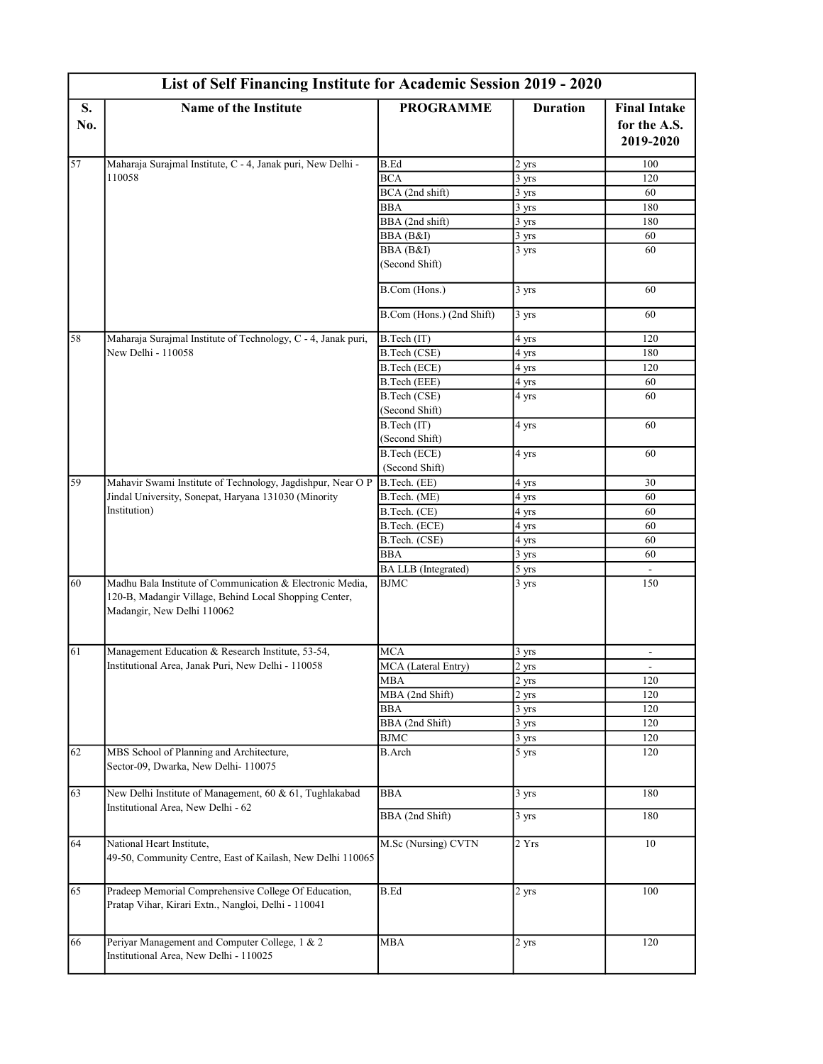| List of Self Financing Institute for Academic Session 2019 - 2020 | | | | |
|---|---|---|---|---|
| **S. No.** | **Name of the Institute** | **PROGRAMME** | **Duration** | **Final Intake for the A.S. 2019-2020** |
| 57 | Maharaja Surajmal Institute, C - 4, Janak puri, New Delhi - 110058 | B.Ed | 2 yrs | 100 |
| | | BCA | 3 yrs | 120 |
| | | BCA (2nd shift) | 3 yrs | 60 |
| | | BBA | 3 yrs | 180 |
| | | BBA (2nd shift) | 3 yrs | 180 |
| | | BBA (B&I) | 3 yrs | 60 |
| | | BBA (B&I) (Second Shift) | 3 yrs | 60 |
| | | B.Com (Hons.) | 3 yrs | 60 |
| | | B.Com (Hons.) (2nd Shift) | 3 yrs | 60 |
| 58 | Maharaja Surajmal Institute of Technology, C - 4, Janak puri, New Delhi - 110058 | B.Tech (IT) | 4 yrs | 120 |
| | | B.Tech (CSE) | 4 yrs | 180 |
| | | B.Tech (ECE) | 4 yrs | 120 |
| | | B.Tech (EEE) | 4 yrs | 60 |
| | | B.Tech (CSE) (Second Shift) | 4 yrs | 60 |
| | | B.Tech (IT) (Second Shift) | 4 yrs | 60 |
| | | B.Tech (ECE) (Second Shift) | 4 yrs | 60 |
| 59 | Mahavir Swami Institute of Technology, Jagdishpur, Near O P Jindal University, Sonepat, Haryana 131030 (Minority Institution) | B.Tech. (EE) | 4 yrs | 30 |
| | | B.Tech. (ME) | 4 yrs | 60 |
| | | B.Tech. (CE) | 4 yrs | 60 |
| | | B.Tech. (ECE) | 4 yrs | 60 |
| | | B.Tech. (CSE) | 4 yrs | 60 |
| | | BBA | 3 yrs | 60 |
| | | BA LLB (Integrated) | 5 yrs | - |
| 60 | Madhu Bala Institute of Communication & Electronic Media, 120-B, Madangir Village, Behind Local Shopping Center, Madangir, New Delhi 110062 | BJMC | 3 yrs | 150 |
| 61 | Management Education & Research Institute, 53-54, Institutional Area, Janak Puri, New Delhi - 110058 | MCA | 3 yrs | - |
| | | MCA (Lateral Entry) | 2 yrs | - |
| | | MBA | 2 yrs | 120 |
| | | MBA (2nd Shift) | 2 yrs | 120 |
| | | BBA | 3 yrs | 120 |
| | | BBA (2nd Shift) | 3 yrs | 120 |
| | | BJMC | 3 yrs | 120 |
| 62 | MBS School of Planning and Architecture, Sector-09, Dwarka, New Delhi- 110075 | B.Arch | 5 yrs | 120 |
| 63 | New Delhi Institute of Management, 60 & 61, Tughlakabad Institutional Area, New Delhi - 62 | BBA | 3 yrs | 180 |
| | | BBA (2nd Shift) | 3 yrs | 180 |
| 64 | National Heart Institute, 49-50, Community Centre, East of Kailash, New Delhi 110065 | M.Sc (Nursing) CVTN | 2 Yrs | 10 |
| 65 | Pradeep Memorial Comprehensive College Of Education, Pratap Vihar, Kirari Extn., Nangloi, Delhi - 110041 | B.Ed | 2 yrs | 100 |
| 66 | Periyar Management and Computer College, 1 & 2 Institutional Area, New Delhi - 110025 | MBA | 2 yrs | 120 |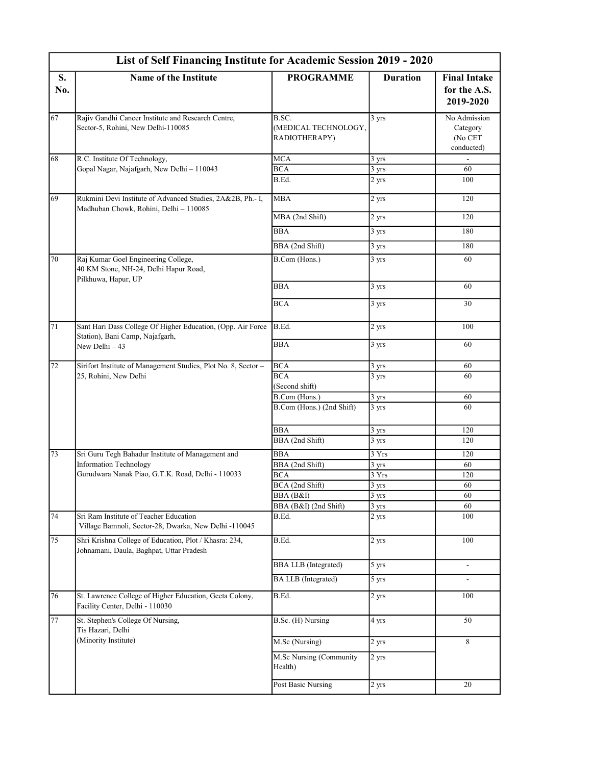| List of Self Financing Institute for Academic Session 2019 - 2020 | | | | |
|---|---|---|---|---|
| **S. No.** | **Name of the Institute** | **PROGRAMME** | **Duration** | **Final Intake for the A.S. 2019-2020** |
| 67 | Rajiv Gandhi Cancer Institute and Research Centre, Sector-5, Rohini, New Delhi-110085 | B.SC. (MEDICAL TECHNOLOGY, RADIOTHERAPY) | 3 yrs | No Admission Category (No CET conducted) |
| 68 | R.C. Institute Of Technology, Gopal Nagar, Najafgarh, New Delhi – 110043 | MCA | 3 yrs | - |
| | | BCA | 3 yrs | 60 |
| | | B.Ed. | 2 yrs | 100 |
| 69 | Rukmini Devi Institute of Advanced Studies, 2A&2B, Ph.- I, Madhuban Chowk, Rohini, Delhi – 110085 | MBA | 2 yrs | 120 |
| | | MBA (2nd Shift) | 2 yrs | 120 |
| | | BBA | 3 yrs | 180 |
| | | BBA (2nd Shift) | 3 yrs | 180 |
| 70 | Raj Kumar Goel Engineering College, 40 KM Stone, NH-24, Delhi Hapur Road, Pilkhuwa, Hapur, UP | B.Com (Hons.) | 3 yrs | 60 |
| | | BBA | 3 yrs | 60 |
| | | BCA | 3 yrs | 30 |
| 71 | Sant Hari Dass College Of Higher Education, (Opp. Air Force Station), Bani Camp, Najafgarh, New Delhi – 43 | B.Ed. | 2 yrs | 100 |
| | | BBA | 3 yrs | 60 |
| 72 | Sirifort Institute of Management Studies, Plot No. 8, Sector – 25, Rohini, New Delhi | BCA | 3 yrs | 60 |
| | | BCA (Second shift) | 3 yrs | 60 |
| | | B.Com (Hons.) | 3 yrs | 60 |
| | | B.Com (Hons.) (2nd Shift) | 3 yrs | 60 |
| | | BBA | 3 yrs | 120 |
| | | BBA (2nd Shift) | 3 yrs | 120 |
| 73 | Sri Guru Tegh Bahadur Institute of Management and Information Technology Gurudwara Nanak Piao, G.T.K. Road, Delhi - 110033 | BBA | 3 Yrs | 120 |
| | | BBA (2nd Shift) | 3 yrs | 60 |
| | | BCA | 3 Yrs | 120 |
| | | BCA (2nd Shift) | 3 yrs | 60 |
| | | BBA (B&I) | 3 yrs | 60 |
| | | BBA (B&I) (2nd Shift) | 3 yrs | 60 |
| 74 | Sri Ram Institute of Teacher Education Village Bamnoli, Sector-28, Dwarka, New Delhi -110045 | B.Ed. | 2 yrs | 100 |
| 75 | Shri Krishna College of Education, Plot / Khasra: 234, Johnamani, Daula, Baghpat, Uttar Pradesh | B.Ed. | 2 yrs | 100 |
| | | BBA LLB (Integrated) | 5 yrs | - |
| | | BA LLB (Integrated) | 5 yrs | - |
| 76 | St. Lawrence College of Higher Education, Geeta Colony, Facility Center, Delhi - 110030 | B.Ed. | 2 yrs | 100 |
| 77 | St. Stephen's College Of Nursing, Tis Hazari, Delhi (Minority Institute) | B.Sc. (H) Nursing | 4 yrs | 50 |
| | | M.Sc (Nursing) | 2 yrs | 8 |
| | | M.Sc Nursing (Community Health) | 2 yrs | |
| | | Post Basic Nursing | 2 yrs | 20 |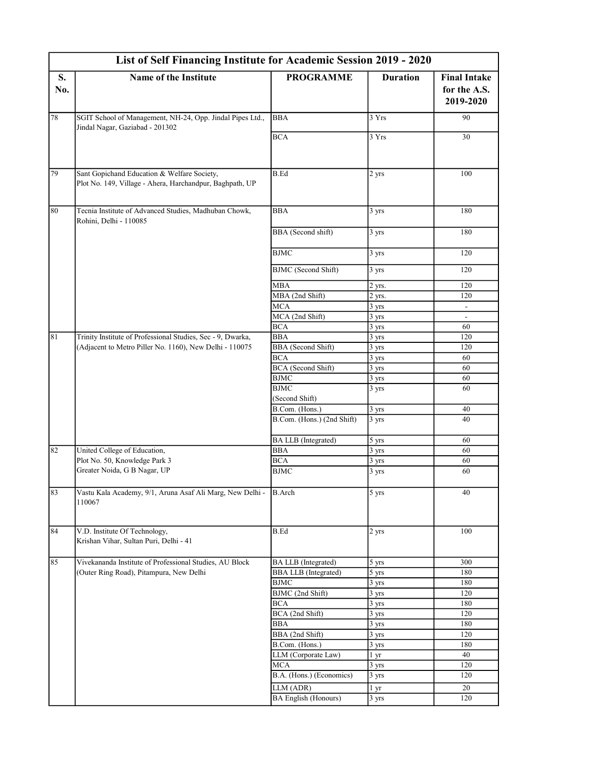## List of Self Financing Institute for Academic Session 2019 - 2020

| S. No. | Name of the Institute | PROGRAMME | Duration | Final Intake for the A.S. 2019-2020 |
|---|---|---|---|---|
| 78 | SGIT School of Management, NH-24, Opp. Jindal Pipes Ltd., Jindal Nagar, Gaziabad - 201302 | BBA | 3 Yrs | 90 |
| | | BCA | 3 Yrs | 30 |
| 79 | Sant Gopichand Education & Welfare Society, Plot No. 149, Village - Ahera, Harchandpur, Baghpath, UP | B.Ed | 2 yrs | 100 |
| 80 | Tecnia Institute of Advanced Studies, Madhuban Chowk, Rohini, Delhi - 110085 | BBA | 3 yrs | 180 |
| | | BBA (Second shift) | 3 yrs | 180 |
| | | BJMC | 3 yrs | 120 |
| | | BJMC (Second Shift) | 3 yrs | 120 |
| | | MBA | 2 yrs. | 120 |
| | | MBA (2nd Shift) | 2 yrs. | 120 |
| | | MCA | 3 yrs | - |
| | | MCA (2nd Shift) | 3 yrs | - |
| | | BCA | 3 yrs | 60 |
| 81 | Trinity Institute of Professional Studies, Sec - 9, Dwarka, (Adjacent to Metro Piller No. 1160), New Delhi - 110075 | BBA | 3 yrs | 120 |
| | | BBA (Second Shift) | 3 yrs | 120 |
| | | BCA | 3 yrs | 60 |
| | | BCA (Second Shift) | 3 yrs | 60 |
| | | BJMC | 3 yrs | 60 |
| | | BJMC (Second Shift) | 3 yrs | 60 |
| | | B.Com. (Hons.) | 3 yrs | 40 |
| | | B.Com. (Hons.) (2nd Shift) | 3 yrs | 40 |
| | | BA LLB (Integrated) | 5 yrs | 60 |
| 82 | United College of Education, Plot No. 50, Knowledge Park 3 Greater Noida, G B Nagar, UP | BBA | 3 yrs | 60 |
| | | BCA | 3 yrs | 60 |
| | | BJMC | 3 yrs | 60 |
| 83 | Vastu Kala Academy, 9/1, Aruna Asaf Ali Marg, New Delhi - 110067 | B.Arch | 5 yrs | 40 |
| 84 | V.D. Institute Of Technology, Krishan Vihar, Sultan Puri, Delhi - 41 | B.Ed | 2 yrs | 100 |
| 85 | Vivekananda Institute of Professional Studies, AU Block (Outer Ring Road), Pitampura, New Delhi | BA LLB (Integrated) | 5 yrs | 300 |
| | | BBA LLB (Integrated) | 5 yrs | 180 |
| | | BJMC | 3 yrs | 180 |
| | | BJMC (2nd Shift) | 3 yrs | 120 |
| | | BCA | 3 yrs | 180 |
| | | BCA (2nd Shift) | 3 yrs | 120 |
| | | BBA | 3 yrs | 180 |
| | | BBA (2nd Shift) | 3 yrs | 120 |
| | | B.Com. (Hons.) | 3 yrs | 180 |
| | | LLM (Corporate Law) | 1 yr | 40 |
| | | MCA | 3 yrs | 120 |
| | | B.A. (Hons.) (Economics) | 3 yrs | 120 |
| | | LLM (ADR) | 1 yr | 20 |
| | | BA English (Honours) | 3 yrs | 120 |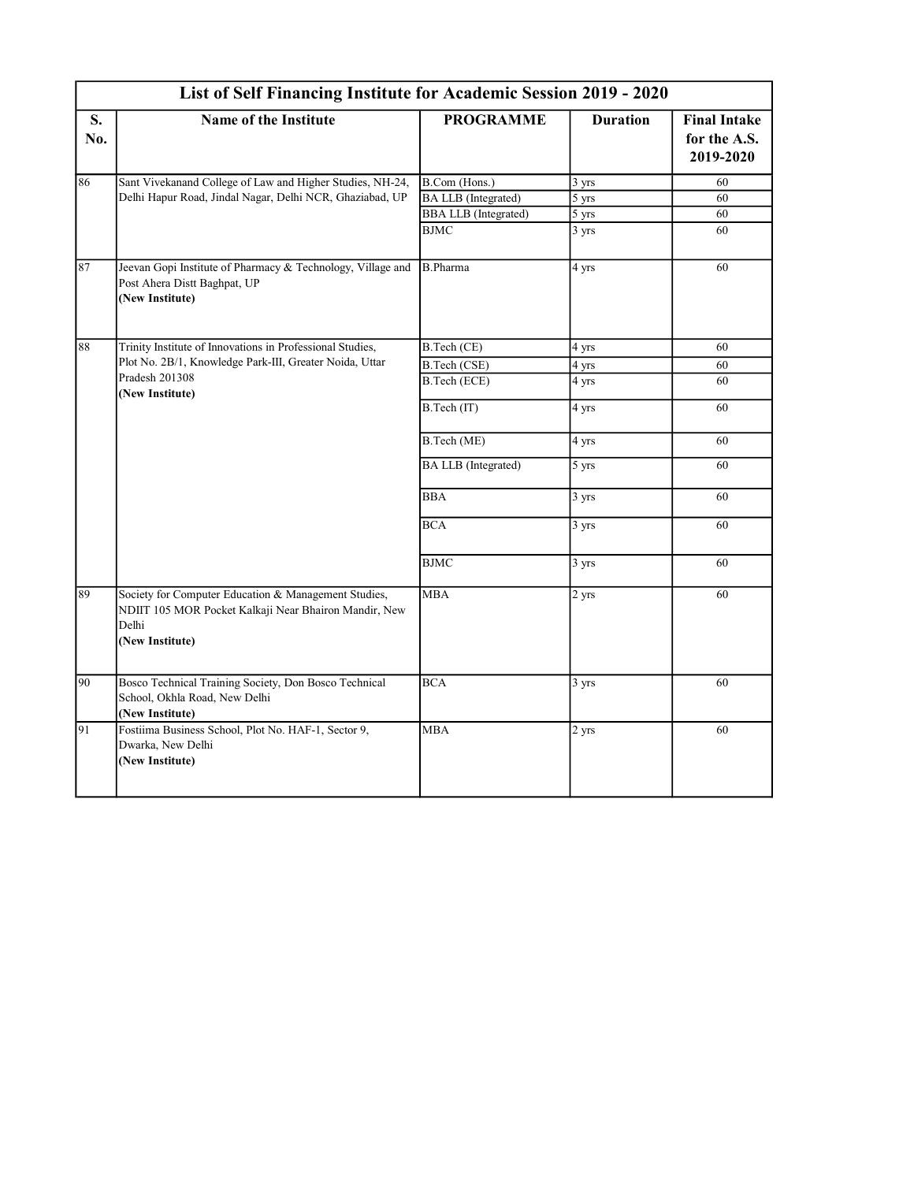| List of Self Financing Institute for Academic Session 2019 - 2020 | | | | |
|---|---|---|---|---|
| **S. No.** | **Name of the Institute** | **PROGRAMME** | **Duration** | **Final Intake for the A.S. 2019-2020** |
| 86 | Sant Vivekanand College of Law and Higher Studies, NH-24, Delhi Hapur Road, Jindal Nagar, Delhi NCR, Ghaziabad, UP | B.Com (Hons.) | 3 yrs | 60 |
| | | BA LLB (Integrated) | 5 yrs | 60 |
| | | BBA LLB (Integrated) | 5 yrs | 60 |
| | | BJMC | 3 yrs | 60 |
| 87 | Jeevan Gopi Institute of Pharmacy & Technology, Village and Post Ahera Distt Baghpat, UP **(New Institute)** | B.Pharma | 4 yrs | 60 |
| 88 | Trinity Institute of Innovations in Professional Studies, Plot No. 2B/1, Knowledge Park-III, Greater Noida, Uttar Pradesh 201308 **(New Institute)** | B.Tech (CE) | 4 yrs | 60 |
| | | B.Tech (CSE) | 4 yrs | 60 |
| | | B.Tech (ECE) | 4 yrs | 60 |
| | | B.Tech (IT) | 4 yrs | 60 |
| | | B.Tech (ME) | 4 yrs | 60 |
| | | BA LLB (Integrated) | 5 yrs | 60 |
| | | BBA | 3 yrs | 60 |
| | | BCA | 3 yrs | 60 |
| | | BJMC | 3 yrs | 60 |
| 89 | Society for Computer Education & Management Studies, NDIIT 105 MOR Pocket Kalkaji Near Bhairon Mandir, New Delhi **(New Institute)** | MBA | 2 yrs | 60 |
| 90 | Bosco Technical Training Society, Don Bosco Technical School, Okhla Road, New Delhi **(New Institute)** | BCA | 3 yrs | 60 |
| 91 | Fostiima Business School, Plot No. HAF-1, Sector 9, Dwarka, New Delhi **(New Institute)** | MBA | 2 yrs | 60 |